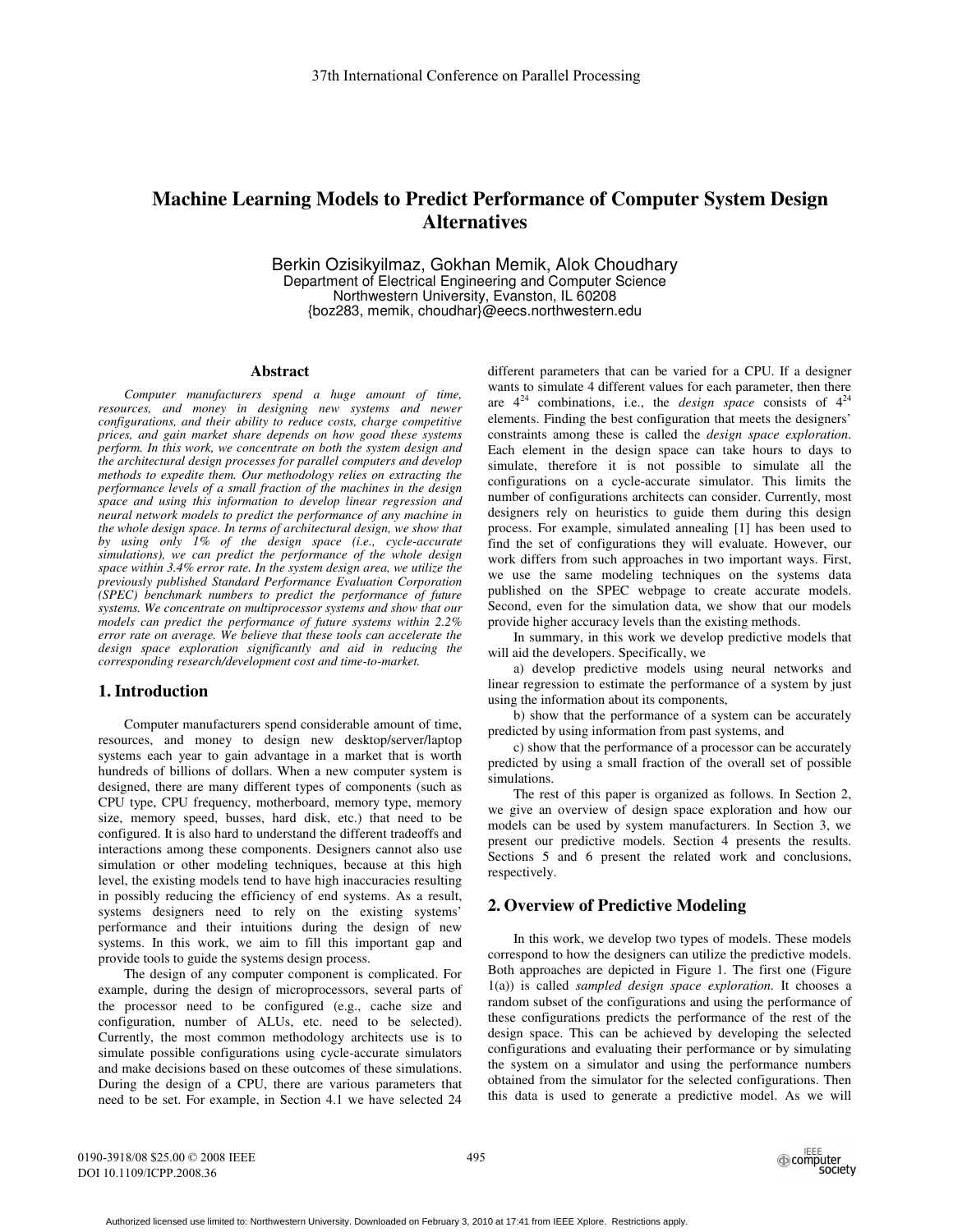# Machine Learning Models to Predict Performance of Computer System Design Alternatives

Berkin Ozisikyilmaz, Gokhan Memik, Alok Choudhary
Department of Electrical Engineering and Computer Science
Northwestern University, Evanston, IL 60208
{boz283, memik, choudhar}@eecs.northwestern.edu

## Abstract

*Computer manufacturers spend a huge amount of time, resources, and money in designing new systems and newer configurations, and their ability to reduce costs, charge competitive prices, and gain market share depends on how good these systems perform. In this work, we concentrate on both the system design and the architectural design processes for parallel computers and develop methods to expedite them. Our methodology relies on extracting the performance levels of a small fraction of the machines in the design space and using this information to develop linear regression and neural network models to predict the performance of any machine in the whole design space. In terms of architectural design, we show that by using only 1% of the design space (i.e., cycle-accurate simulations), we can predict the performance of the whole design space within 3.4% error rate. In the system design area, we utilize the previously published Standard Performance Evaluation Corporation (SPEC) benchmark numbers to predict the performance of future systems. We concentrate on multiprocessor systems and show that our models can predict the performance of future systems within 2.2% error rate on average. We believe that these tools can accelerate the design space exploration significantly and aid in reducing the corresponding research/development cost and time-to-market.*

## 1. Introduction

Computer manufacturers spend considerable amount of time, resources, and money to design new desktop/server/laptop systems each year to gain advantage in a market that is worth hundreds of billions of dollars. When a new computer system is designed, there are many different types of components (such as CPU type, CPU frequency, motherboard, memory type, memory size, memory speed, busses, hard disk, etc.) that need to be configured. It is also hard to understand the different tradeoffs and interactions among these components. Designers cannot also use simulation or other modeling techniques, because at this high level, the existing models tend to have high inaccuracies resulting in possibly reducing the efficiency of end systems. As a result, systems designers need to rely on the existing systems' performance and their intuitions during the design of new systems. In this work, we aim to fill this important gap and provide tools to guide the systems design process.

The design of any computer component is complicated. For example, during the design of microprocessors, several parts of the processor need to be configured (e.g., cache size and configuration, number of ALUs, etc. need to be selected). Currently, the most common methodology architects use is to simulate possible configurations using cycle-accurate simulators and make decisions based on these outcomes of these simulations. During the design of a CPU, there are various parameters that need to be set. For example, in Section 4.1 we have selected 24 different parameters that can be varied for a CPU. If a designer wants to simulate 4 different values for each parameter, then there are $4^{24}$ combinations, i.e., the *design space* consists of $4^{24}$ elements. Finding the best configuration that meets the designers' constraints among these is called the *design space exploration*. Each element in the design space can take hours to days to simulate, therefore it is not possible to simulate all the configurations on a cycle-accurate simulator. This limits the number of configurations architects can consider. Currently, most designers rely on heuristics to guide them during this design process. For example, simulated annealing [1] has been used to find the set of configurations they will evaluate. However, our work differs from such approaches in two important ways. First, we use the same modeling techniques on the systems data published on the SPEC webpage to create accurate models. Second, even for the simulation data, we show that our models provide higher accuracy levels than the existing methods.

In summary, in this work we develop predictive models that will aid the developers. Specifically, we

a) develop predictive models using neural networks and linear regression to estimate the performance of a system by just using the information about its components,

b) show that the performance of a system can be accurately predicted by using information from past systems, and

c) show that the performance of a processor can be accurately predicted by using a small fraction of the overall set of possible simulations.

The rest of this paper is organized as follows. In Section 2, we give an overview of design space exploration and how our models can be used by system manufacturers. In Section 3, we present our predictive models. Section 4 presents the results. Sections 5 and 6 present the related work and conclusions, respectively.

## 2. Overview of Predictive Modeling

In this work, we develop two types of models. These models correspond to how the designers can utilize the predictive models. Both approaches are depicted in Figure 1. The first one (Figure 1(a)) is called *sampled design space exploration*. It chooses a random subset of the configurations and using the performance of these configurations predicts the performance of the rest of the design space. This can be achieved by developing the selected configurations and evaluating their performance or by simulating the system on a simulator and using the performance numbers obtained from the simulator for the selected configurations. Then this data is used to generate a predictive model. As we will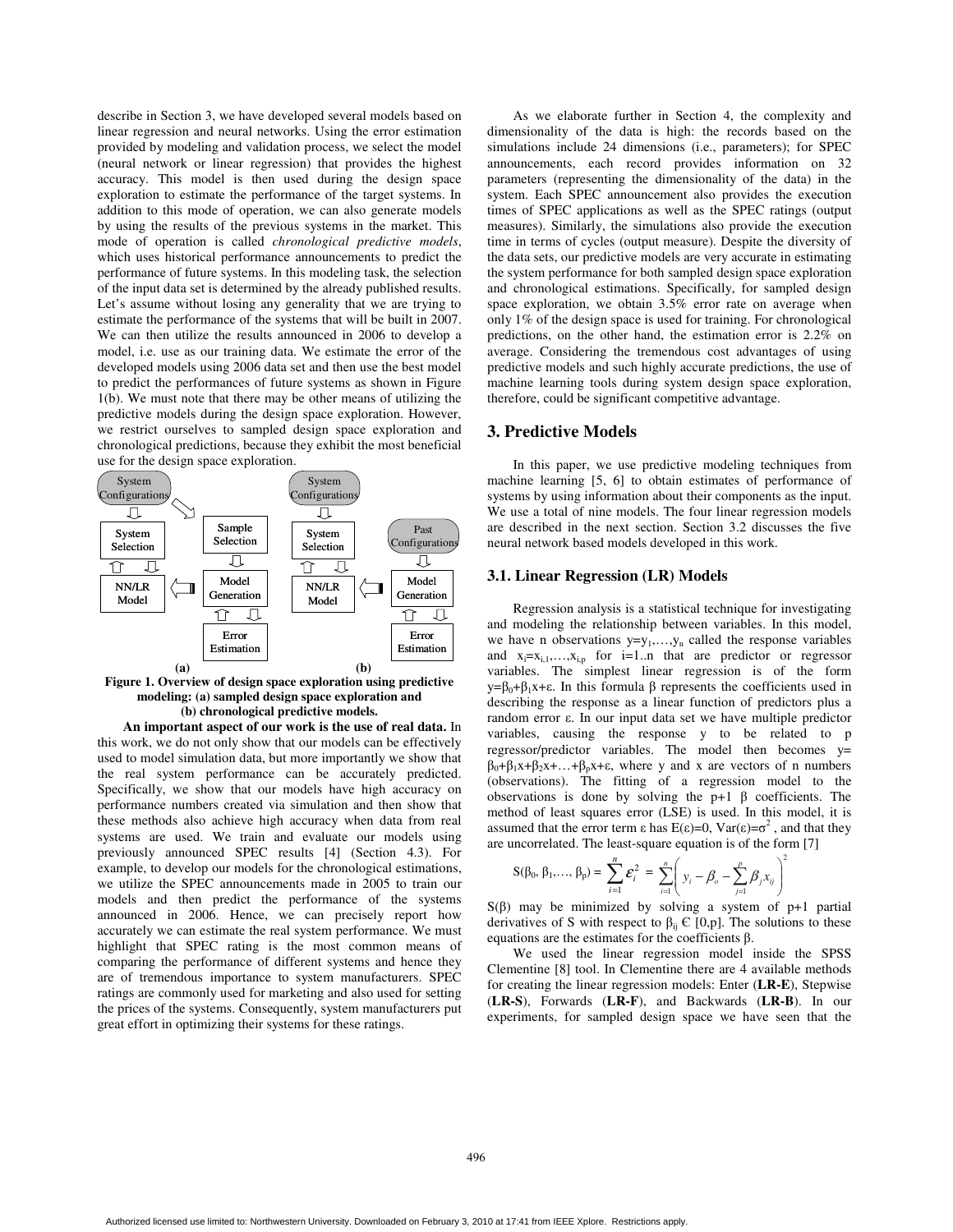describe in Section 3, we have developed several models based on linear regression and neural networks. Using the error estimation provided by modeling and validation process, we select the model (neural network or linear regression) that provides the highest accuracy. This model is then used during the design space exploration to estimate the performance of the target systems. In addition to this mode of operation, we can also generate models by using the results of the previous systems in the market. This mode of operation is called *chronological predictive models*, which uses historical performance announcements to predict the performance of future systems. In this modeling task, the selection of the input data set is determined by the already published results. Let's assume without losing any generality that we are trying to estimate the performance of the systems that will be built in 2007. We can then utilize the results announced in 2006 to develop a model, i.e. use as our training data. We estimate the error of the developed models using 2006 data set and then use the best model to predict the performances of future systems as shown in Figure 1(b). We must note that there may be other means of utilizing the predictive models during the design space exploration. However, we restrict ourselves to sampled design space exploration and chronological predictions, because they exhibit the most beneficial use for the design space exploration.

**Figure 1. Overview of design space exploration using predictive modeling: (a) sampled design space exploration and (b) chronological predictive models.**

**An important aspect of our work is the use of real data.** In this work, we do not only show that our models can be effectively used to model simulation data, but more importantly we show that the real system performance can be accurately predicted. Specifically, we show that our models have high accuracy on performance numbers created via simulation and then show that these methods also achieve high accuracy when data from real systems are used. We train and evaluate our models using previously announced SPEC results [4] (Section 4.3). For example, to develop our models for the chronological estimations, we utilize the SPEC announcements made in 2005 to train our models and then predict the performance of the systems announced in 2006. Hence, we can precisely report how accurately we can estimate the real system performance. We must highlight that SPEC rating is the most common means of comparing the performance of different systems and hence they are of tremendous importance to system manufacturers. SPEC ratings are commonly used for marketing and also used for setting the prices of the systems. Consequently, system manufacturers put great effort in optimizing their systems for these ratings.

As we elaborate further in Section 4, the complexity and dimensionality of the data is high: the records based on the simulations include 24 dimensions (i.e., parameters); for SPEC announcements, each record provides information on 32 parameters (representing the dimensionality of the data) in the system. Each SPEC announcement also provides the execution times of SPEC applications as well as the SPEC ratings (output measures). Similarly, the simulations also provide the execution time in terms of cycles (output measure). Despite the diversity of the data sets, our predictive models are very accurate in estimating the system performance for both sampled design space exploration and chronological estimations. Specifically, for sampled design space exploration, we obtain 3.5% error rate on average when only 1% of the design space is used for training. For chronological predictions, on the other hand, the estimation error is 2.2% on average. Considering the tremendous cost advantages of using predictive models and such highly accurate predictions, the use of machine learning tools during system design space exploration, therefore, could be significant competitive advantage.

## 3. Predictive Models

In this paper, we use predictive modeling techniques from machine learning [5, 6] to obtain estimates of performance of systems by using information about their components as the input. We use a total of nine models. The four linear regression models are described in the next section. Section 3.2 discusses the five neural network based models developed in this work.

### 3.1. Linear Regression (LR) Models

Regression analysis is a statistical technique for investigating and modeling the relationship between variables. In this model, we have n observations $y=y_1,\ldots,y_n$ called the response variables and $x_i=x_{i,1},\ldots,x_{i,p}$ for $i=1..n$ that are predictor or regressor variables. The simplest linear regression is of the form $y=\beta_0+\beta_1 x+\varepsilon$. In this formula β represents the coefficients used in describing the response as a linear function of predictors plus a random error ε. In our input data set we have multiple predictor variables, causing the response y to be related to p regressor/predictor variables. The model then becomes $y=\beta_0+\beta_1 x+\beta_2 x+\ldots+\beta_p x+\varepsilon$, where y and x are vectors of n numbers (observations). The fitting of a regression model to the observations is done by solving the p+1 β coefficients. The method of least squares error (LSE) is used. In this model, it is assumed that the error term ε has $E(\varepsilon)=0$, $Var(\varepsilon)=\sigma^2$, and that they are uncorrelated. The least-square equation is of the form [7]

$$S(\beta_0, \beta_1,\ldots, \beta_p) = \sum_{i=1}^{n} \varepsilon_i^2 = \sum_{i=1}^{n}\left( y_i - \beta_o - \sum_{j=1}^{p} \beta_j x_{ij} \right)^2$$

S(β) may be minimized by solving a system of p+1 partial derivatives of S with respect to $\beta_{ij} \in [0,p]$. The solutions to these equations are the estimates for the coefficients β.

We used the linear regression model inside the SPSS Clementine [8] tool. In Clementine there are 4 available methods for creating the linear regression models: Enter (**LR-E**), Stepwise (**LR-S**), Forwards (**LR-F**), and Backwards (**LR-B**). In our experiments, for sampled design space we have seen that the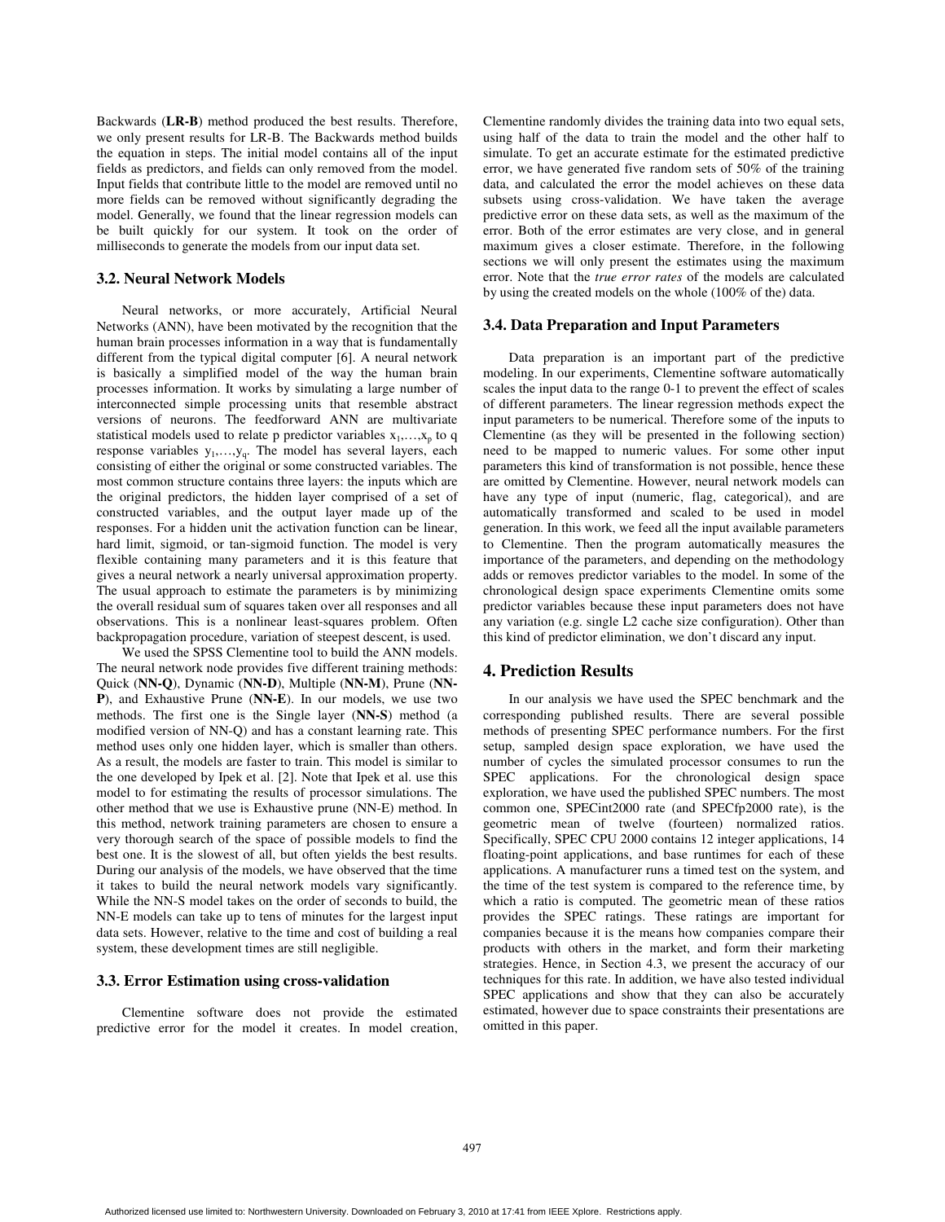Backwards (**LR-B**) method produced the best results. Therefore, we only present results for LR-B. The Backwards method builds the equation in steps. The initial model contains all of the input fields as predictors, and fields can only removed from the model. Input fields that contribute little to the model are removed until no more fields can be removed without significantly degrading the model. Generally, we found that the linear regression models can be built quickly for our system. It took on the order of milliseconds to generate the models from our input data set.

### 3.2. Neural Network Models

Neural networks, or more accurately, Artificial Neural Networks (ANN), have been motivated by the recognition that the human brain processes information in a way that is fundamentally different from the typical digital computer [6]. A neural network is basically a simplified model of the way the human brain processes information. It works by simulating a large number of interconnected simple processing units that resemble abstract versions of neurons. The feedforward ANN are multivariate statistical models used to relate p predictor variables $x_1,\ldots,x_p$ to q response variables $y_1,\ldots,y_q$. The model has several layers, each consisting of either the original or some constructed variables. The most common structure contains three layers: the inputs which are the original predictors, the hidden layer comprised of a set of constructed variables, and the output layer made up of the responses. For a hidden unit the activation function can be linear, hard limit, sigmoid, or tan-sigmoid function. The model is very flexible containing many parameters and it is this feature that gives a neural network a nearly universal approximation property. The usual approach to estimate the parameters is by minimizing the overall residual sum of squares taken over all responses and all observations. This is a nonlinear least-squares problem. Often backpropagation procedure, variation of steepest descent, is used.

We used the SPSS Clementine tool to build the ANN models. The neural network node provides five different training methods: Quick (**NN-Q**), Dynamic (**NN-D**), Multiple (**NN-M**), Prune (**NN-P**), and Exhaustive Prune (**NN-E**). In our models, we use two methods. The first one is the Single layer (**NN-S**) method (a modified version of NN-Q) and has a constant learning rate. This method uses only one hidden layer, which is smaller than others. As a result, the models are faster to train. This model is similar to the one developed by Ipek et al. [2]. Note that Ipek et al. use this model to for estimating the results of processor simulations. The other method that we use is Exhaustive prune (NN-E) method. In this method, network training parameters are chosen to ensure a very thorough search of the space of possible models to find the best one. It is the slowest of all, but often yields the best results. During our analysis of the models, we have observed that the time it takes to build the neural network models vary significantly. While the NN-S model takes on the order of seconds to build, the NN-E models can take up to tens of minutes for the largest input data sets. However, relative to the time and cost of building a real system, these development times are still negligible.

### 3.3. Error Estimation using cross-validation

Clementine software does not provide the estimated predictive error for the model it creates. In model creation, Clementine randomly divides the training data into two equal sets, using half of the data to train the model and the other half to simulate. To get an accurate estimate for the estimated predictive error, we have generated five random sets of 50% of the training data, and calculated the error the model achieves on these data subsets using cross-validation. We have taken the average predictive error on these data sets, as well as the maximum of the error. Both of the error estimates are very close, and in general maximum gives a closer estimate. Therefore, in the following sections we will only present the estimates using the maximum error. Note that the *true error rates* of the models are calculated by using the created models on the whole (100% of the) data.

### 3.4. Data Preparation and Input Parameters

Data preparation is an important part of the predictive modeling. In our experiments, Clementine software automatically scales the input data to the range 0-1 to prevent the effect of scales of different parameters. The linear regression methods expect the input parameters to be numerical. Therefore some of the inputs to Clementine (as they will be presented in the following section) need to be mapped to numeric values. For some other input parameters this kind of transformation is not possible, hence these are omitted by Clementine. However, neural network models can have any type of input (numeric, flag, categorical), and are automatically transformed and scaled to be used in model generation. In this work, we feed all the input available parameters to Clementine. Then the program automatically measures the importance of the parameters, and depending on the methodology adds or removes predictor variables to the model. In some of the chronological design space experiments Clementine omits some predictor variables because these input parameters does not have any variation (e.g. single L2 cache size configuration). Other than this kind of predictor elimination, we don't discard any input.

## 4. Prediction Results

In our analysis we have used the SPEC benchmark and the corresponding published results. There are several possible methods of presenting SPEC performance numbers. For the first setup, sampled design space exploration, we have used the number of cycles the simulated processor consumes to run the SPEC applications. For the chronological design space exploration, we have used the published SPEC numbers. The most common one, SPECint2000 rate (and SPECfp2000 rate), is the geometric mean of twelve (fourteen) normalized ratios. Specifically, SPEC CPU 2000 contains 12 integer applications, 14 floating-point applications, and base runtimes for each of these applications. A manufacturer runs a timed test on the system, and the time of the test system is compared to the reference time, by which a ratio is computed. The geometric mean of these ratios provides the SPEC ratings. These ratings are important for companies because it is the means how companies compare their products with others in the market, and form their marketing strategies. Hence, in Section 4.3, we present the accuracy of our techniques for this rate. In addition, we have also tested individual SPEC applications and show that they can also be accurately estimated, however due to space constraints their presentations are omitted in this paper.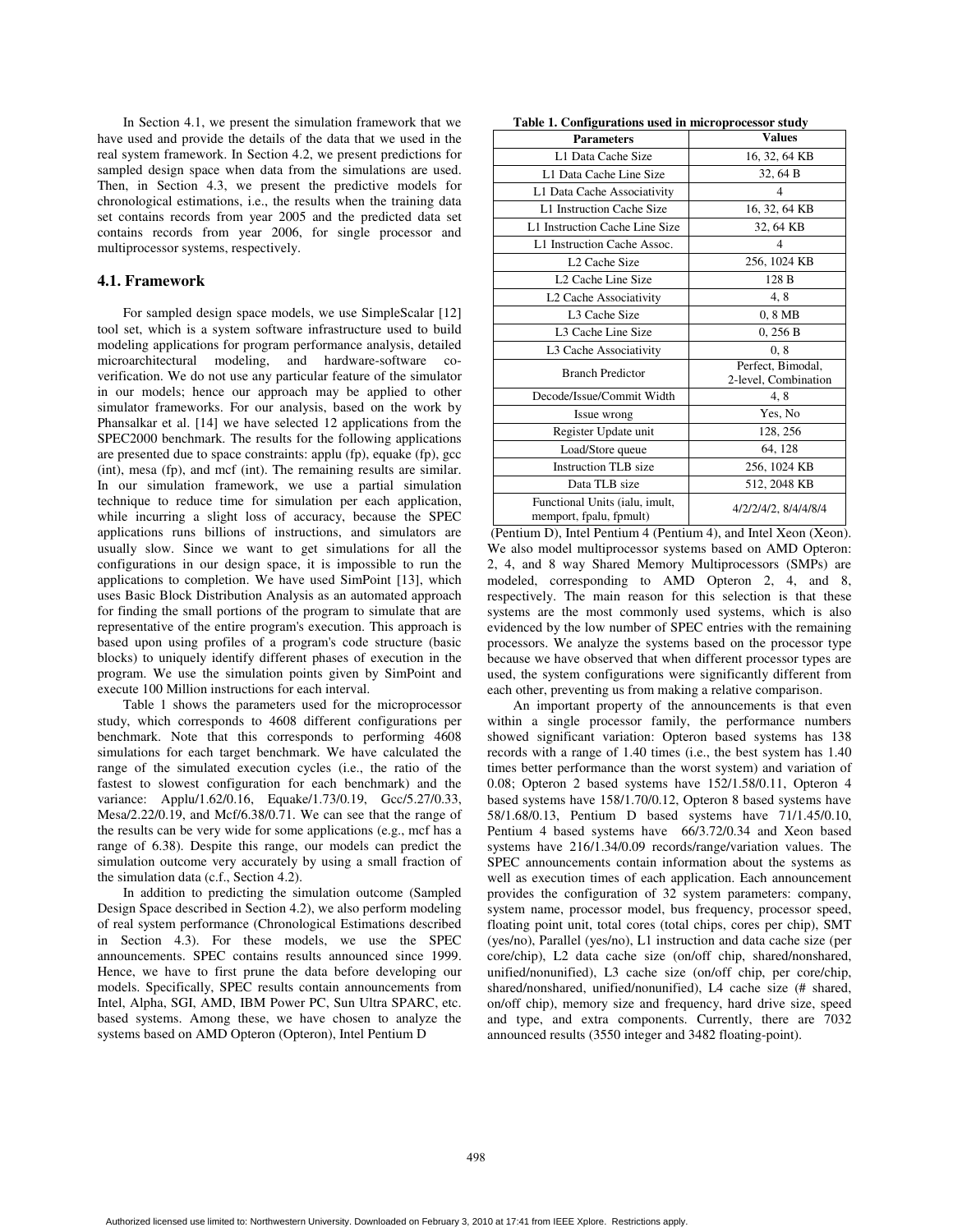In Section 4.1, we present the simulation framework that we have used and provide the details of the data that we used in the real system framework. In Section 4.2, we present predictions for sampled design space when data from the simulations are used. Then, in Section 4.3, we present the predictive models for chronological estimations, i.e., the results when the training data set contains records from year 2005 and the predicted data set contains records from year 2006, for single processor and multiprocessor systems, respectively.

## 4.1. Framework

For sampled design space models, we use SimpleScalar [12] tool set, which is a system software infrastructure used to build modeling applications for program performance analysis, detailed microarchitectural modeling, and hardware-software co-verification. We do not use any particular feature of the simulator in our models; hence our approach may be applied to other simulator frameworks. For our analysis, based on the work by Phansalkar et al. [14] we have selected 12 applications from the SPEC2000 benchmark. The results for the following applications are presented due to space constraints: applu (fp), equake (fp), gcc (int), mesa (fp), and mcf (int). The remaining results are similar. In our simulation framework, we use a partial simulation technique to reduce time for simulation per each application, while incurring a slight loss of accuracy, because the SPEC applications runs billions of instructions, and simulators are usually slow. Since we want to get simulations for all the configurations in our design space, it is impossible to run the applications to completion. We have used SimPoint [13], which uses Basic Block Distribution Analysis as an automated approach for finding the small portions of the program to simulate that are representative of the entire program's execution. This approach is based upon using profiles of a program's code structure (basic blocks) to uniquely identify different phases of execution in the program. We use the simulation points given by SimPoint and execute 100 Million instructions for each interval.

Table 1 shows the parameters used for the microprocessor study, which corresponds to 4608 different configurations per benchmark. Note that this corresponds to performing 4608 simulations for each target benchmark. We have calculated the range of the simulated execution cycles (i.e., the ratio of the fastest to slowest configuration for each benchmark) and the variance: Applu/1.62/0.16, Equake/1.73/0.19, Gcc/5.27/0.33, Mesa/2.22/0.19, and Mcf/6.38/0.71. We can see that the range of the results can be very wide for some applications (e.g., mcf has a range of 6.38). Despite this range, our models can predict the simulation outcome very accurately by using a small fraction of the simulation data (c.f., Section 4.2).

In addition to predicting the simulation outcome (Sampled Design Space described in Section 4.2), we also perform modeling of real system performance (Chronological Estimations described in Section 4.3). For these models, we use the SPEC announcements. SPEC contains results announced since 1999. Hence, we have to first prune the data before developing our models. Specifically, SPEC results contain announcements from Intel, Alpha, SGI, AMD, IBM Power PC, Sun Ultra SPARC, etc. based systems. Among these, we have chosen to analyze the systems based on AMD Opteron (Opteron), Intel Pentium D (Pentium D), Intel Pentium 4 (Pentium 4), and Intel Xeon (Xeon). We also model multiprocessor systems based on AMD Opteron: 2, 4, and 8 way Shared Memory Multiprocessors (SMPs) are modeled, corresponding to AMD Opteron 2, 4, and 8, respectively. The main reason for this selection is that these systems are the most commonly used systems, which is also evidenced by the low number of SPEC entries with the remaining processors. We analyze the systems based on the processor type because we have observed that when different processor types are used, the system configurations were significantly different from each other, preventing us from making a relative comparison.

**Table 1. Configurations used in microprocessor study**

| Parameters | Values |
|---|---|
| L1 Data Cache Size | 16, 32, 64 KB |
| L1 Data Cache Line Size | 32, 64 B |
| L1 Data Cache Associativity | 4 |
| L1 Instruction Cache Size | 16, 32, 64 KB |
| L1 Instruction Cache Line Size | 32, 64 KB |
| L1 Instruction Cache Assoc. | 4 |
| L2 Cache Size | 256, 1024 KB |
| L2 Cache Line Size | 128 B |
| L2 Cache Associativity | 4, 8 |
| L3 Cache Size | 0, 8 MB |
| L3 Cache Line Size | 0, 256 B |
| L3 Cache Associativity | 0, 8 |
| Branch Predictor | Perfect, Bimodal, 2-level, Combination |
| Decode/Issue/Commit Width | 4, 8 |
| Issue wrong | Yes, No |
| Register Update unit | 128, 256 |
| Load/Store queue | 64, 128 |
| Instruction TLB size | 256, 1024 KB |
| Data TLB size | 512, 2048 KB |
| Functional Units (ialu, imult, memport, fpalu, fpmult) | 4/2/2/4/2, 8/4/4/8/4 |

An important property of the announcements is that even within a single processor family, the performance numbers showed significant variation: Opteron based systems has 138 records with a range of 1.40 times (i.e., the best system has 1.40 times better performance than the worst system) and variation of 0.08; Opteron 2 based systems have 152/1.58/0.11, Opteron 4 based systems have 158/1.70/0.12, Opteron 8 based systems have 58/1.68/0.13, Pentium D based systems have 71/1.45/0.10, Pentium 4 based systems have 66/3.72/0.34 and Xeon based systems have 216/1.34/0.09 records/range/variation values. The SPEC announcements contain information about the systems as well as execution times of each application. Each announcement provides the configuration of 32 system parameters: company, system name, processor model, bus frequency, processor speed, floating point unit, total cores (total chips, cores per chip), SMT (yes/no), Parallel (yes/no), L1 instruction and data cache size (per core/chip), L2 data cache size (on/off chip, shared/nonshared, unified/nonunified), L3 cache size (on/off chip, per core/chip, shared/nonshared, unified/nonunified), L4 cache size (# shared, on/off chip), memory size and frequency, hard drive size, speed and type, and extra components. Currently, there are 7032 announced results (3550 integer and 3482 floating-point).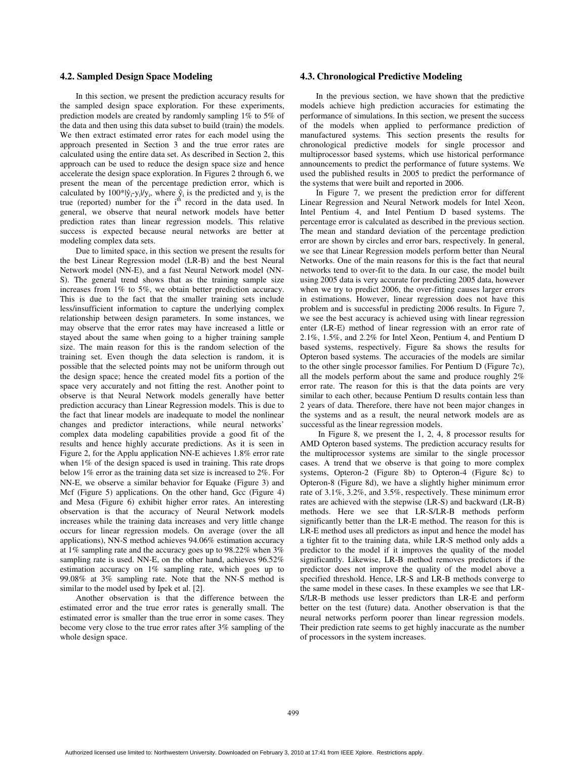### 4.2. Sampled Design Space Modeling

In this section, we present the prediction accuracy results for the sampled design space exploration. For these experiments, prediction models are created by randomly sampling 1% to 5% of the data and then using this data subset to build (train) the models. We then extract estimated error rates for each model using the approach presented in Section 3 and the true error rates are calculated using the entire data set. As described in Section 2, this approach can be used to reduce the design space size and hence accelerate the design space exploration. In Figures 2 through 6, we present the mean of the percentage prediction error, which is calculated by $100*|\hat{y}_i-y_i|/y_i$, where $\hat{y}_i$ is the predicted and $y_i$ is the true (reported) number for the $i^{th}$ record in the data used. In general, we observe that neural network models have better prediction rates than linear regression models. This relative success is expected because neural networks are better at modeling complex data sets.

Due to limited space, in this section we present the results for the best Linear Regression model (LR-B) and the best Neural Network model (NN-E), and a fast Neural Network model (NN-S). The general trend shows that as the training sample size increases from 1% to 5%, we obtain better prediction accuracy. This is due to the fact that the smaller training sets include less/insufficient information to capture the underlying complex relationship between design parameters. In some instances, we may observe that the error rates may have increased a little or stayed about the same when going to a higher training sample size. The main reason for this is the random selection of the training set. Even though the data selection is random, it is possible that the selected points may not be uniform through out the design space; hence the created model fits a portion of the space very accurately and not fitting the rest. Another point to observe is that Neural Network models generally have better prediction accuracy than Linear Regression models. This is due to the fact that linear models are inadequate to model the nonlinear changes and predictor interactions, while neural networks' complex data modeling capabilities provide a good fit of the results and hence highly accurate predictions. As it is seen in Figure 2, for the Applu application NN-E achieves 1.8% error rate when 1% of the design spaced is used in training. This rate drops below 1% error as the training data set size is increased to 2%. For NN-E, we observe a similar behavior for Equake (Figure 3) and Mcf (Figure 5) applications. On the other hand, Gcc (Figure 4) and Mesa (Figure 6) exhibit higher error rates. An interesting observation is that the accuracy of Neural Network models increases while the training data increases and very little change occurs for linear regression models. On average (over the all applications), NN-S method achieves 94.06% estimation accuracy at 1% sampling rate and the accuracy goes up to 98.22% when 3% sampling rate is used. NN-E, on the other hand, achieves 96.52% estimation accuracy on 1% sampling rate, which goes up to 99.08% at 3% sampling rate. Note that the NN-S method is similar to the model used by Ipek et al. [2].

Another observation is that the difference between the estimated error and the true error rates is generally small. The estimated error is smaller than the true error in some cases. They become very close to the true error rates after 3% sampling of the whole design space.

### 4.3. Chronological Predictive Modeling

In the previous section, we have shown that the predictive models achieve high prediction accuracies for estimating the performance of simulations. In this section, we present the success of the models when applied to performance prediction of manufactured systems. This section presents the results for chronological predictive models for single processor and multiprocessor based systems, which use historical performance announcements to predict the performance of future systems. We used the published results in 2005 to predict the performance of the systems that were built and reported in 2006.

In Figure 7, we present the prediction error for different Linear Regression and Neural Network models for Intel Xeon, Intel Pentium 4, and Intel Pentium D based systems. The percentage error is calculated as described in the previous section. The mean and standard deviation of the percentage prediction error are shown by circles and error bars, respectively. In general, we see that Linear Regression models perform better than Neural Networks. One of the main reasons for this is the fact that neural networks tend to over-fit to the data. In our case, the model built using 2005 data is very accurate for predicting 2005 data, however when we try to predict 2006, the over-fitting causes larger errors in estimations. However, linear regression does not have this problem and is successful in predicting 2006 results. In Figure 7, we see the best accuracy is achieved using with linear regression enter (LR-E) method of linear regression with an error rate of 2.1%, 1.5%, and 2.2% for Intel Xeon, Pentium 4, and Pentium D based systems, respectively. Figure 8a shows the results for Opteron based systems. The accuracies of the models are similar to the other single processor families. For Pentium D (Figure 7c), all the models perform about the same and produce roughly 2% error rate. The reason for this is that the data points are very similar to each other, because Pentium D results contain less than 2 years of data. Therefore, there have not been major changes in the systems and as a result, the neural network models are as successful as the linear regression models.

In Figure 8, we present the 1, 2, 4, 8 processor results for AMD Opteron based systems. The prediction accuracy results for the multiprocessor systems are similar to the single processor cases. A trend that we observe is that going to more complex systems, Opteron-2 (Figure 8b) to Opteron-4 (Figure 8c) to Opteron-8 (Figure 8d), we have a slightly higher minimum error rate of 3.1%, 3.2%, and 3.5%, respectively. These minimum error rates are achieved with the stepwise (LR-S) and backward (LR-B) methods. Here we see that LR-S/LR-B methods perform significantly better than the LR-E method. The reason for this is LR-E method uses all predictors as input and hence the model has a tighter fit to the training data, while LR-S method only adds a predictor to the model if it improves the quality of the model significantly. Likewise, LR-B method removes predictors if the predictor does not improve the quality of the model above a specified threshold. Hence, LR-S and LR-B methods converge to the same model in these cases. In these examples we see that LR-S/LR-B methods use lesser predictors than LR-E and perform better on the test (future) data. Another observation is that the neural networks perform poorer than linear regression models. Their prediction rate seems to get highly inaccurate as the number of processors in the system increases.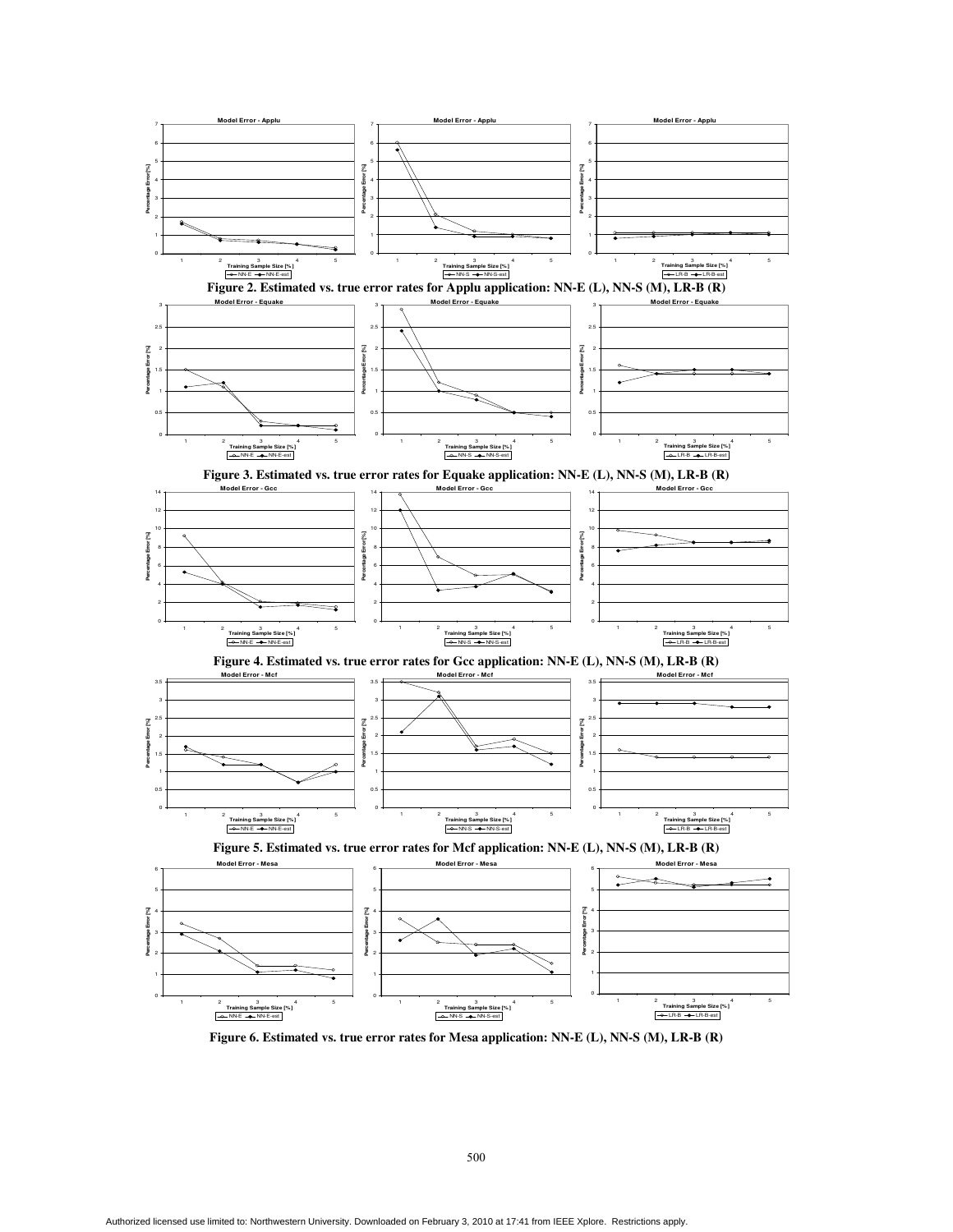Figure 2. Estimated vs. true error rates for Applu application: NN-E (L), NN-S (M), LR-B (R)

Figure 3. Estimated vs. true error rates for Equake application: NN-E (L), NN-S (M), LR-B (R)

Figure 4. Estimated vs. true error rates for Gcc application: NN-E (L), NN-S (M), LR-B (R)

Figure 5. Estimated vs. true error rates for Mcf application: NN-E (L), NN-S (M), LR-B (R)

Figure 6. Estimated vs. true error rates for Mesa application: NN-E (L), NN-S (M), LR-B (R)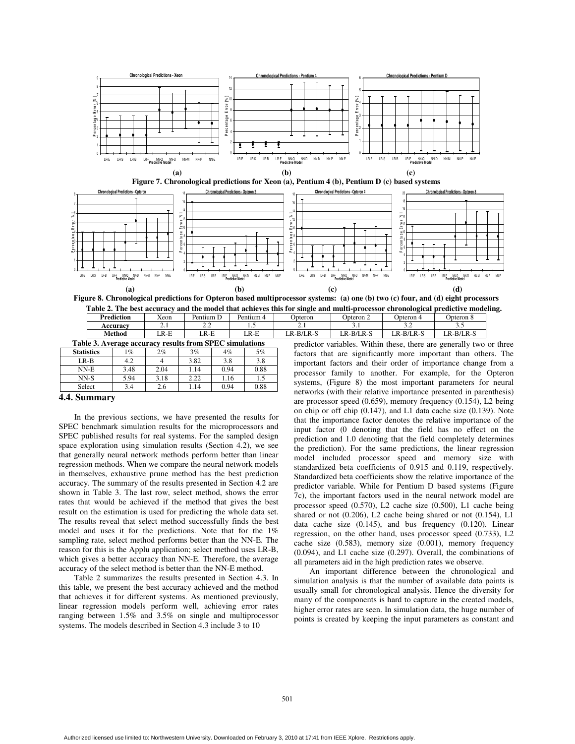Figure 7. Chronological predictions for Xeon (a), Pentium 4 (b), Pentium D (c) based systems

Figure 8. Chronological predictions for Opteron based multiprocessor systems: (a) one (b) two (c) four, and (d) eight processors

Table 2. The best accuracy and the model that achieves this for single and multi-processor chronological predictive modeling.

| Prediction | Xeon | Pentium D | Pentium 4 | Opteron | Opteron 2 | Opteron 4 | Opteron 8 |
|---|---|---|---|---|---|---|---|
| Accuracy | 2.1 | 2.2 | 1.5 | 2.1 | 3.1 | 3.2 | 3.5 |
| Method | LR-E | LR-E | LR-E | LR-B/LR-S | LR-B/LR-S | LR-B/LR-S | LR-B/LR-S |

Table 3. Average accuracy results from SPEC simulations

| Statistics | 1% | 2% | 3% | 4% | 5% |
|---|---|---|---|---|---|
| LR-B | 4.2 | 4 | 3.82 | 3.8 | 3.8 |
| NN-E | 3.48 | 2.04 | 1.14 | 0.94 | 0.88 |
| NN-S | 5.94 | 3.18 | 2.22 | 1.16 | 1.5 |
| Select | 3.4 | 2.6 | 1.14 | 0.94 | 0.88 |

### 4.4. Summary

In the previous sections, we have presented the results for SPEC benchmark simulation results for the microprocessors and SPEC published results for real systems. For the sampled design space exploration using simulation results (Section 4.2), we see that generally neural network methods perform better than linear regression methods. When we compare the neural network models in themselves, exhaustive prune method has the best prediction accuracy. The summary of the results presented in Section 4.2 are shown in Table 3. The last row, select method, shows the error rates that would be achieved if the method that gives the best result on the estimation is used for predicting the whole data set. The results reveal that select method successfully finds the best model and uses it for the predictions. Note that for the 1% sampling rate, select method performs better than the NN-E. The reason for this is the Applu application; select method uses LR-B, which gives a better accuracy than NN-E. Therefore, the average accuracy of the select method is better than the NN-E method.

Table 2 summarizes the results presented in Section 4.3. In this table, we present the best accuracy achieved and the method that achieves it for different systems. As mentioned previously, linear regression models perform well, achieving error rates ranging between 1.5% and 3.5% on single and multiprocessor systems. The models described in Section 4.3 include 3 to 10 predictor variables. Within these, there are generally two or three factors that are significantly more important than others. The important factors and their order of importance change from a processor family to another. For example, for the Opteron systems, (Figure 8) the most important parameters for neural networks (with their relative importance presented in parenthesis) are processor speed (0.659), memory frequency (0.154), L2 being on chip or off chip (0.147), and L1 data cache size (0.139). Note that the importance factor denotes the relative importance of the input factor (0 denoting that the field has no effect on the prediction and 1.0 denoting that the field completely determines the prediction). For the same predictions, the linear regression model included processor speed and memory size with standardized beta coefficients of 0.915 and 0.119, respectively. Standardized beta coefficients show the relative importance of the predictor variable. While for Pentium D based systems (Figure 7c), the important factors used in the neural network model are processor speed (0.570), L2 cache size (0.500), L1 cache being shared or not (0.206), L2 cache being shared or not (0.154), L1 data cache size (0.145), and bus frequency (0.120). Linear regression, on the other hand, uses processor speed (0.733), L2 cache size (0.583), memory size (0.001), memory frequency (0.094), and L1 cache size (0.297). Overall, the combinations of all parameters aid in the high prediction rates we observe.

An important difference between the chronological and simulation analysis is that the number of available data points is usually small for chronological analysis. Hence the diversity for many of the components is hard to capture in the created models, higher error rates are seen. In simulation data, the huge number of points is created by keeping the input parameters as constant and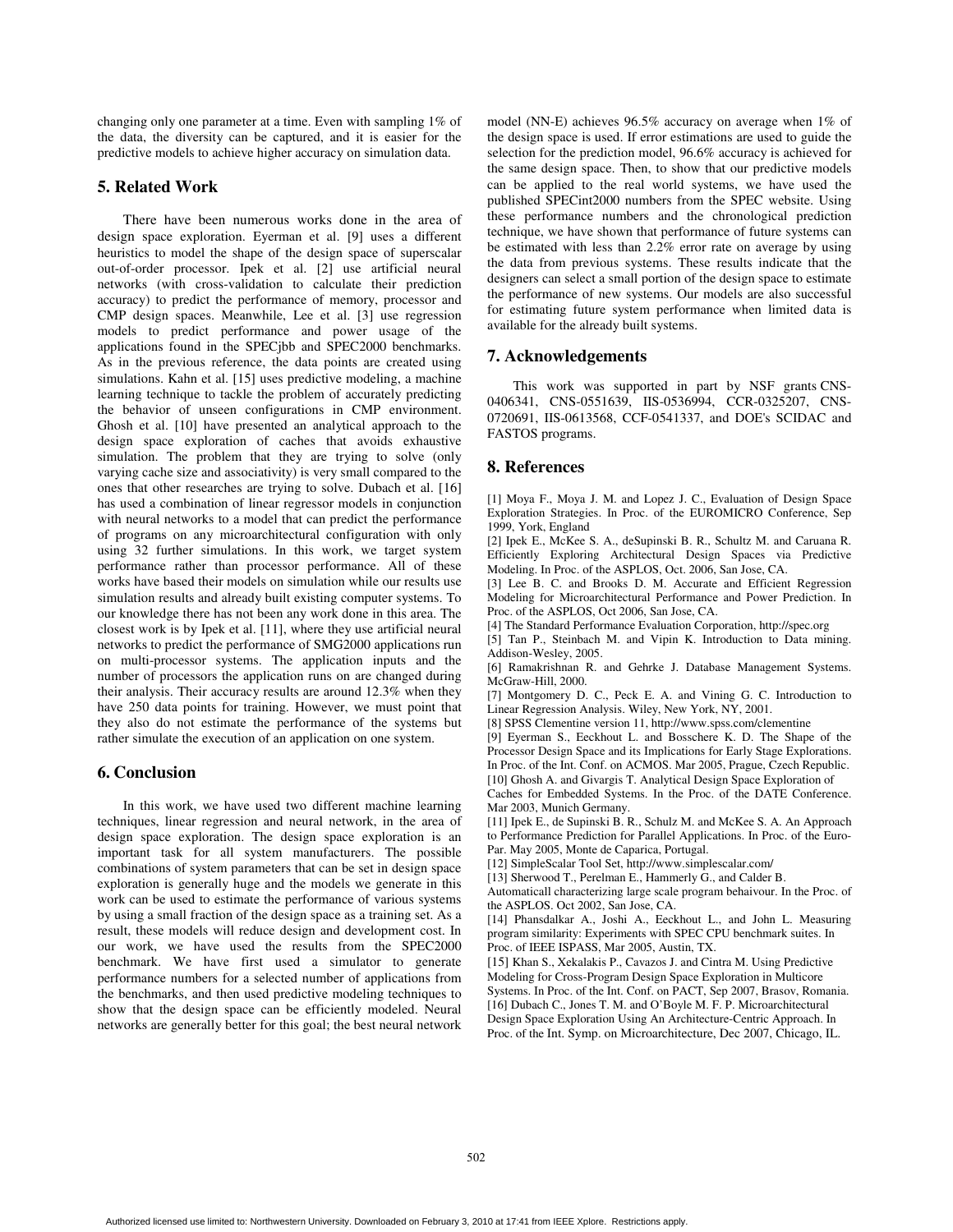changing only one parameter at a time. Even with sampling 1% of the data, the diversity can be captured, and it is easier for the predictive models to achieve higher accuracy on simulation data.

## 5. Related Work

There have been numerous works done in the area of design space exploration. Eyerman et al. [9] uses a different heuristics to model the shape of the design space of superscalar out-of-order processor. Ipek et al. [2] use artificial neural networks (with cross-validation to calculate their prediction accuracy) to predict the performance of memory, processor and CMP design spaces. Meanwhile, Lee et al. [3] use regression models to predict performance and power usage of the applications found in the SPECjbb and SPEC2000 benchmarks. As in the previous reference, the data points are created using simulations. Kahn et al. [15] uses predictive modeling, a machine learning technique to tackle the problem of accurately predicting the behavior of unseen configurations in CMP environment. Ghosh et al. [10] have presented an analytical approach to the design space exploration of caches that avoids exhaustive simulation. The problem that they are trying to solve (only varying cache size and associativity) is very small compared to the ones that other researches are trying to solve. Dubach et al. [16] has used a combination of linear regressor models in conjunction with neural networks to a model that can predict the performance of programs on any microarchitectural configuration with only using 32 further simulations. In this work, we target system performance rather than processor performance. All of these works have based their models on simulation while our results use simulation results and already built existing computer systems. To our knowledge there has not been any work done in this area. The closest work is by Ipek et al. [11], where they use artificial neural networks to predict the performance of SMG2000 applications run on multi-processor systems. The application inputs and the number of processors the application runs on are changed during their analysis. Their accuracy results are around 12.3% when they have 250 data points for training. However, we must point that they also do not estimate the performance of the systems but rather simulate the execution of an application on one system.

## 6. Conclusion

In this work, we have used two different machine learning techniques, linear regression and neural network, in the area of design space exploration. The design space exploration is an important task for all system manufacturers. The possible combinations of system parameters that can be set in design space exploration is generally huge and the models we generate in this work can be used to estimate the performance of various systems by using a small fraction of the design space as a training set. As a result, these models will reduce design and development cost. In our work, we have used the results from the SPEC2000 benchmark. We have first used a simulator to generate performance numbers for a selected number of applications from the benchmarks, and then used predictive modeling techniques to show that the design space can be efficiently modeled. Neural networks are generally better for this goal; the best neural network model (NN-E) achieves 96.5% accuracy on average when 1% of the design space is used. If error estimations are used to guide the selection for the prediction model, 96.6% accuracy is achieved for the same design space. Then, to show that our predictive models can be applied to the real world systems, we have used the published SPECint2000 numbers from the SPEC website. Using these performance numbers and the chronological prediction technique, we have shown that performance of future systems can be estimated with less than 2.2% error rate on average by using the data from previous systems. These results indicate that the designers can select a small portion of the design space to estimate the performance of new systems. Our models are also successful for estimating future system performance when limited data is available for the already built systems.

## 7. Acknowledgements

This work was supported in part by NSF grants CNS-0406341, CNS-0551639, IIS-0536994, CCR-0325207, CNS-0720691, IIS-0613568, CCF-0541337, and DOE's SCIDAC and FASTOS programs.

## 8. References

[1] Moya F., Moya J. M. and Lopez J. C., Evaluation of Design Space Exploration Strategies. In Proc. of the EUROMICRO Conference, Sep 1999, York, England

[2] Ipek E., McKee S. A., deSupinski B. R., Schultz M. and Caruana R. Efficiently Exploring Architectural Design Spaces via Predictive Modeling. In Proc. of the ASPLOS, Oct. 2006, San Jose, CA.

[3] Lee B. C. and Brooks D. M. Accurate and Efficient Regression Modeling for Microarchitectural Performance and Power Prediction. In Proc. of the ASPLOS, Oct 2006, San Jose, CA.

[4] The Standard Performance Evaluation Corporation, http://spec.org

[5] Tan P., Steinbach M. and Vipin K. Introduction to Data mining. Addison-Wesley, 2005.

[6] Ramakrishnan R. and Gehrke J. Database Management Systems. McGraw-Hill, 2000.

[7] Montgomery D. C., Peck E. A. and Vining G. C. Introduction to Linear Regression Analysis. Wiley, New York, NY, 2001.

[8] SPSS Clementine version 11, http://www.spss.com/clementine

[9] Eyerman S., Eeckhout L. and Bosschere K. D. The Shape of the Processor Design Space and its Implications for Early Stage Explorations. In Proc. of the Int. Conf. on ACMOS. Mar 2005, Prague, Czech Republic.

[10] Ghosh A. and Givargis T. Analytical Design Space Exploration of Caches for Embedded Systems. In the Proc. of the DATE Conference. Mar 2003, Munich Germany.

[11] Ipek E., de Supinski B. R., Schulz M. and McKee S. A. An Approach to Performance Prediction for Parallel Applications. In Proc. of the Euro-Par. May 2005, Monte de Caparica, Portugal.

[12] SimpleScalar Tool Set, http://www.simplescalar.com/

[13] Sherwood T., Perelman E., Hammerly G., and Calder B. Automaticall characterizing large scale program behaivour. In the Proc. of the ASPLOS. Oct 2002, San Jose, CA.

[14] Phansdalkar A., Joshi A., Eeckhout L., and John L. Measuring program similarity: Experiments with SPEC CPU benchmark suites. In Proc. of IEEE ISPASS, Mar 2005, Austin, TX.

[15] Khan S., Xekalakis P., Cavazos J. and Cintra M. Using Predictive Modeling for Cross-Program Design Space Exploration in Multicore Systems. In Proc. of the Int. Conf. on PACT, Sep 2007, Brasov, Romania.

[16] Dubach C., Jones T. M. and O'Boyle M. F. P. Microarchitectural Design Space Exploration Using An Architecture-Centric Approach. In Proc. of the Int. Symp. on Microarchitecture, Dec 2007, Chicago, IL.